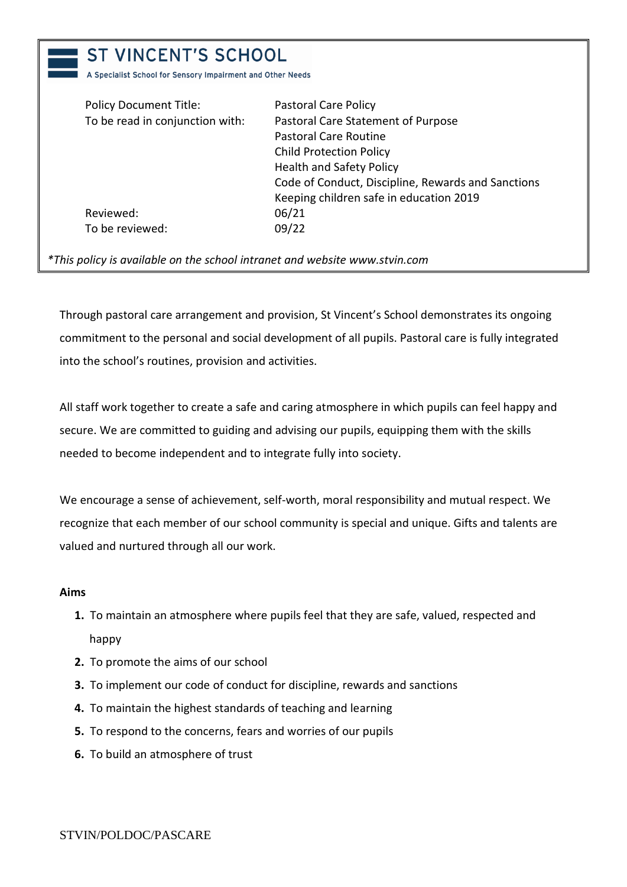# ST VINCENT'S SCHOOL

A Specialist School for Sensory Impairment and Other Needs

| | |
|---|---|
| Policy Document Title: | Pastoral Care Policy |
| To be read in conjunction with: | Pastoral Care Statement of Purpose<br>Pastoral Care Routine<br>Child Protection Policy<br>Health and Safety Policy<br>Code of Conduct, Discipline, Rewards and Sanctions<br>Keeping children safe in education 2019 |
| Reviewed: | 06/21 |
| To be reviewed: | 09/22 |

*\*This policy is available on the school intranet and website www.stvin.com*

Through pastoral care arrangement and provision, St Vincent's School demonstrates its ongoing commitment to the personal and social development of all pupils. Pastoral care is fully integrated into the school's routines, provision and activities.

All staff work together to create a safe and caring atmosphere in which pupils can feel happy and secure. We are committed to guiding and advising our pupils, equipping them with the skills needed to become independent and to integrate fully into society.

We encourage a sense of achievement, self-worth, moral responsibility and mutual respect. We recognize that each member of our school community is special and unique. Gifts and talents are valued and nurtured through all our work.

**Aims**

1. To maintain an atmosphere where pupils feel that they are safe, valued, respected and happy
2. To promote the aims of our school
3. To implement our code of conduct for discipline, rewards and sanctions
4. To maintain the highest standards of teaching and learning
5. To respond to the concerns, fears and worries of our pupils
6. To build an atmosphere of trust

STVIN/POLDOC/PASCARE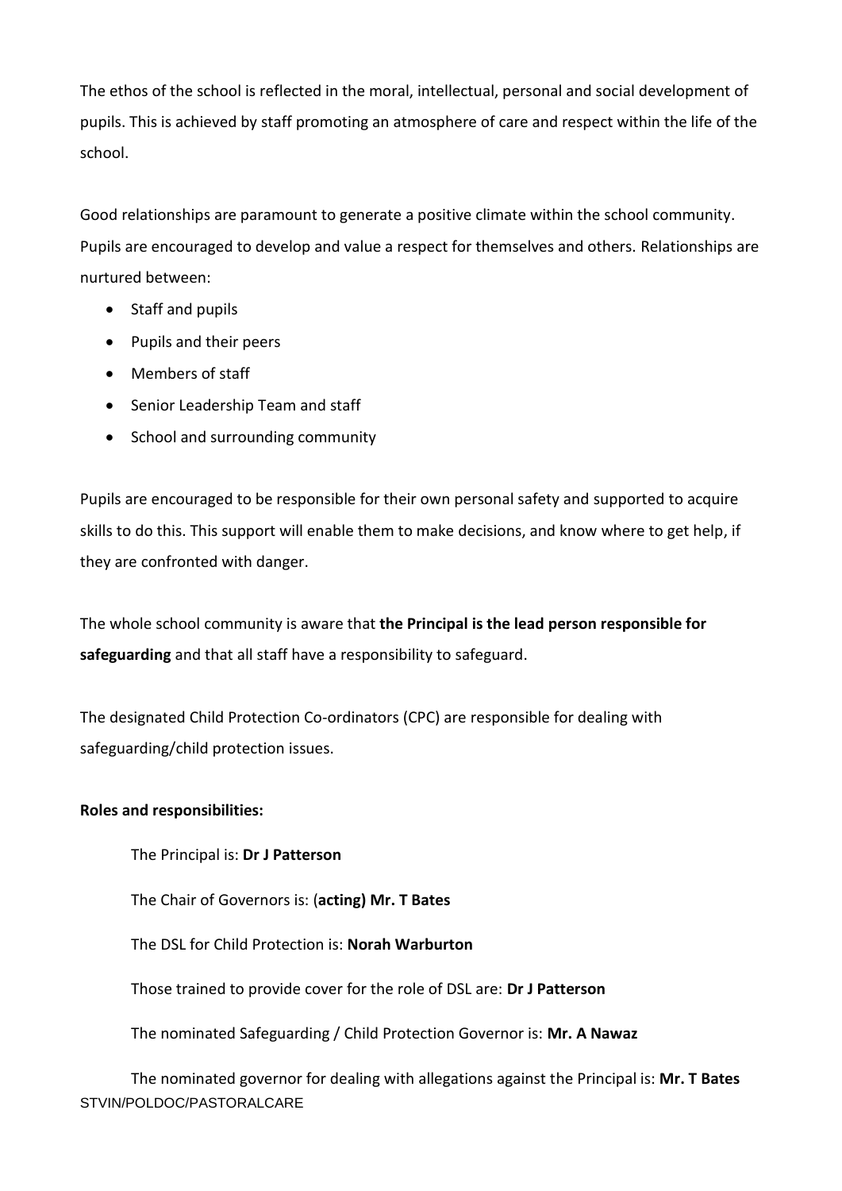The ethos of the school is reflected in the moral, intellectual, personal and social development of pupils. This is achieved by staff promoting an atmosphere of care and respect within the life of the school.

Good relationships are paramount to generate a positive climate within the school community. Pupils are encouraged to develop and value a respect for themselves and others. Relationships are nurtured between:

- Staff and pupils
- Pupils and their peers
- Members of staff
- Senior Leadership Team and staff
- School and surrounding community

Pupils are encouraged to be responsible for their own personal safety and supported to acquire skills to do this. This support will enable them to make decisions, and know where to get help, if they are confronted with danger.

The whole school community is aware that **the Principal is the lead person responsible for safeguarding** and that all staff have a responsibility to safeguard.

The designated Child Protection Co-ordinators (CPC) are responsible for dealing with safeguarding/child protection issues.

**Roles and responsibilities:**

The Principal is: **Dr J Patterson**

The Chair of Governors is: (**acting) Mr. T Bates**

The DSL for Child Protection is: **Norah Warburton**

Those trained to provide cover for the role of DSL are: **Dr J Patterson**

The nominated Safeguarding / Child Protection Governor is: **Mr. A Nawaz**

The nominated governor for dealing with allegations against the Principal is: **Mr. T Bates**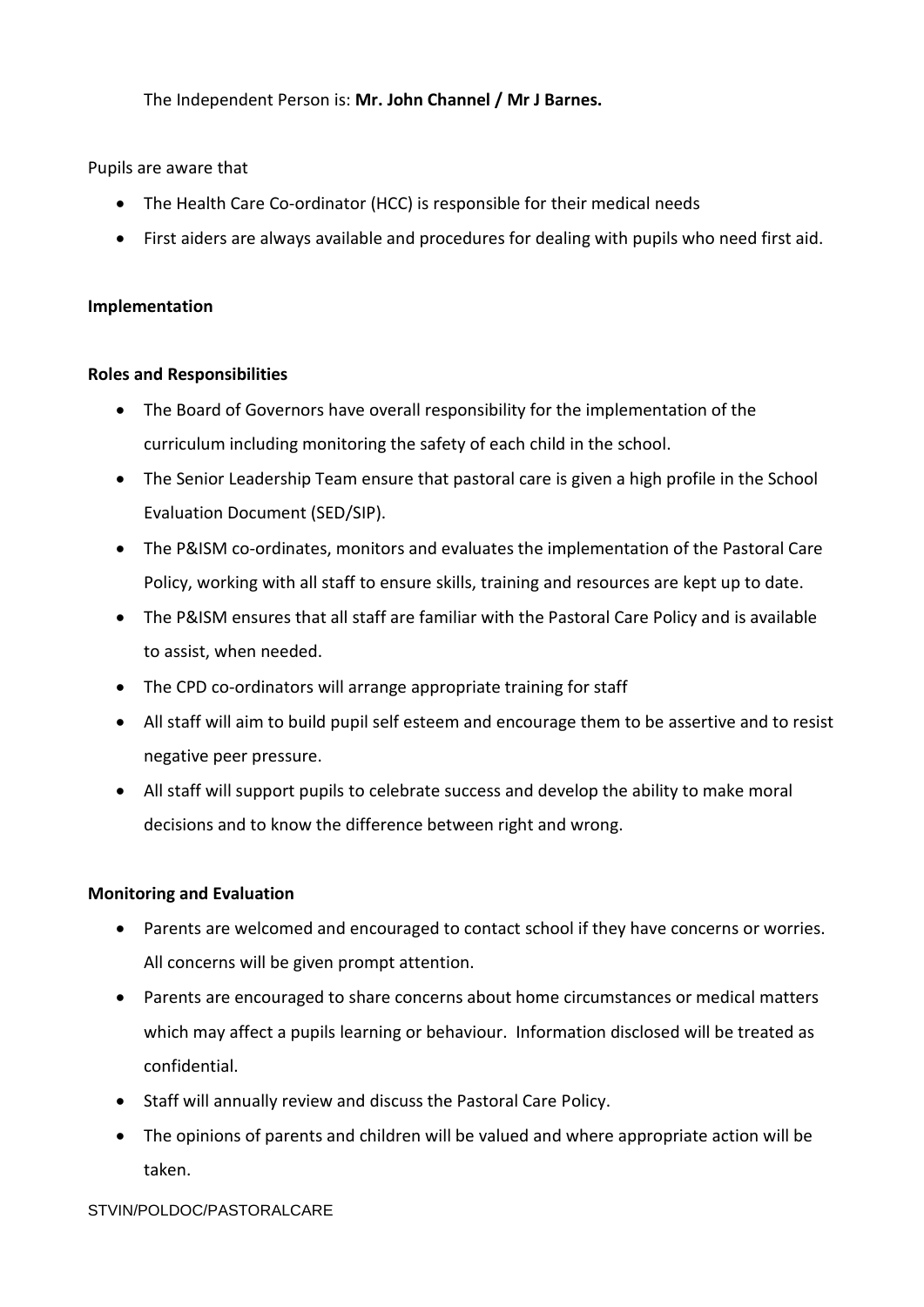The Independent Person is: **Mr. John Channel / Mr J Barnes.**

Pupils are aware that

- The Health Care Co-ordinator (HCC) is responsible for their medical needs
- First aiders are always available and procedures for dealing with pupils who need first aid.

**Implementation**

**Roles and Responsibilities**

- The Board of Governors have overall responsibility for the implementation of the curriculum including monitoring the safety of each child in the school.
- The Senior Leadership Team ensure that pastoral care is given a high profile in the School Evaluation Document (SED/SIP).
- The P&ISM co-ordinates, monitors and evaluates the implementation of the Pastoral Care Policy, working with all staff to ensure skills, training and resources are kept up to date.
- The P&ISM ensures that all staff are familiar with the Pastoral Care Policy and is available to assist, when needed.
- The CPD co-ordinators will arrange appropriate training for staff
- All staff will aim to build pupil self esteem and encourage them to be assertive and to resist negative peer pressure.
- All staff will support pupils to celebrate success and develop the ability to make moral decisions and to know the difference between right and wrong.

**Monitoring and Evaluation**

- Parents are welcomed and encouraged to contact school if they have concerns or worries. All concerns will be given prompt attention.
- Parents are encouraged to share concerns about home circumstances or medical matters which may affect a pupils learning or behaviour. Information disclosed will be treated as confidential.
- Staff will annually review and discuss the Pastoral Care Policy.
- The opinions of parents and children will be valued and where appropriate action will be taken.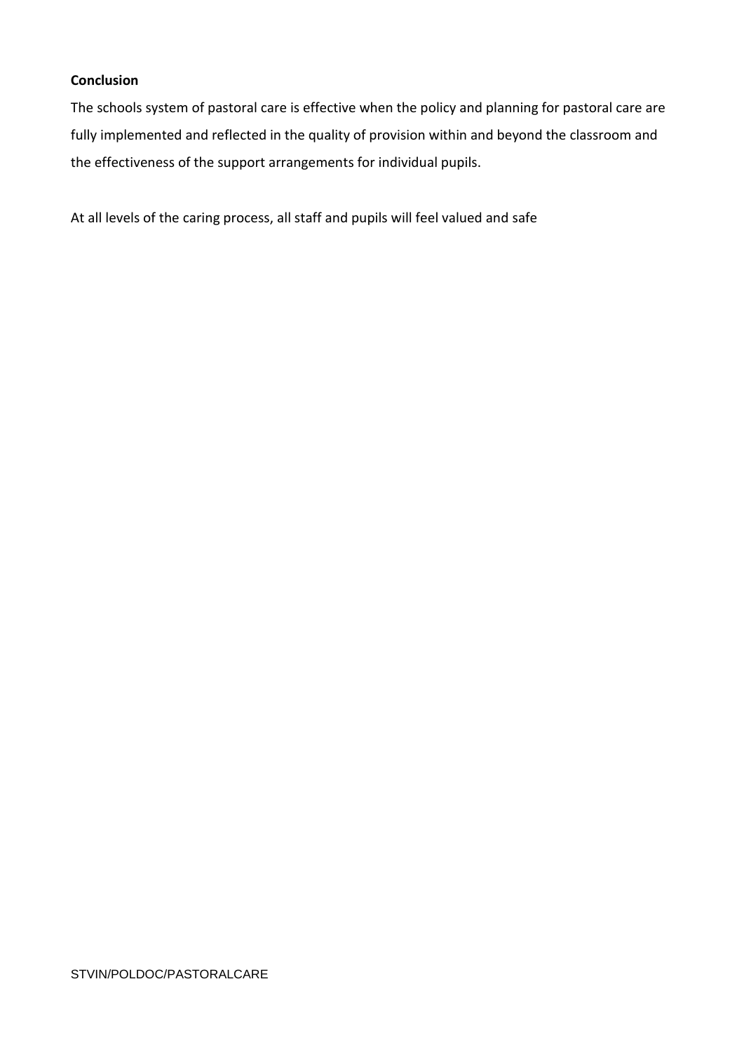**Conclusion**

The schools system of pastoral care is effective when the policy and planning for pastoral care are fully implemented and reflected in the quality of provision within and beyond the classroom and the effectiveness of the support arrangements for individual pupils.

At all levels of the caring process, all staff and pupils will feel valued and safe